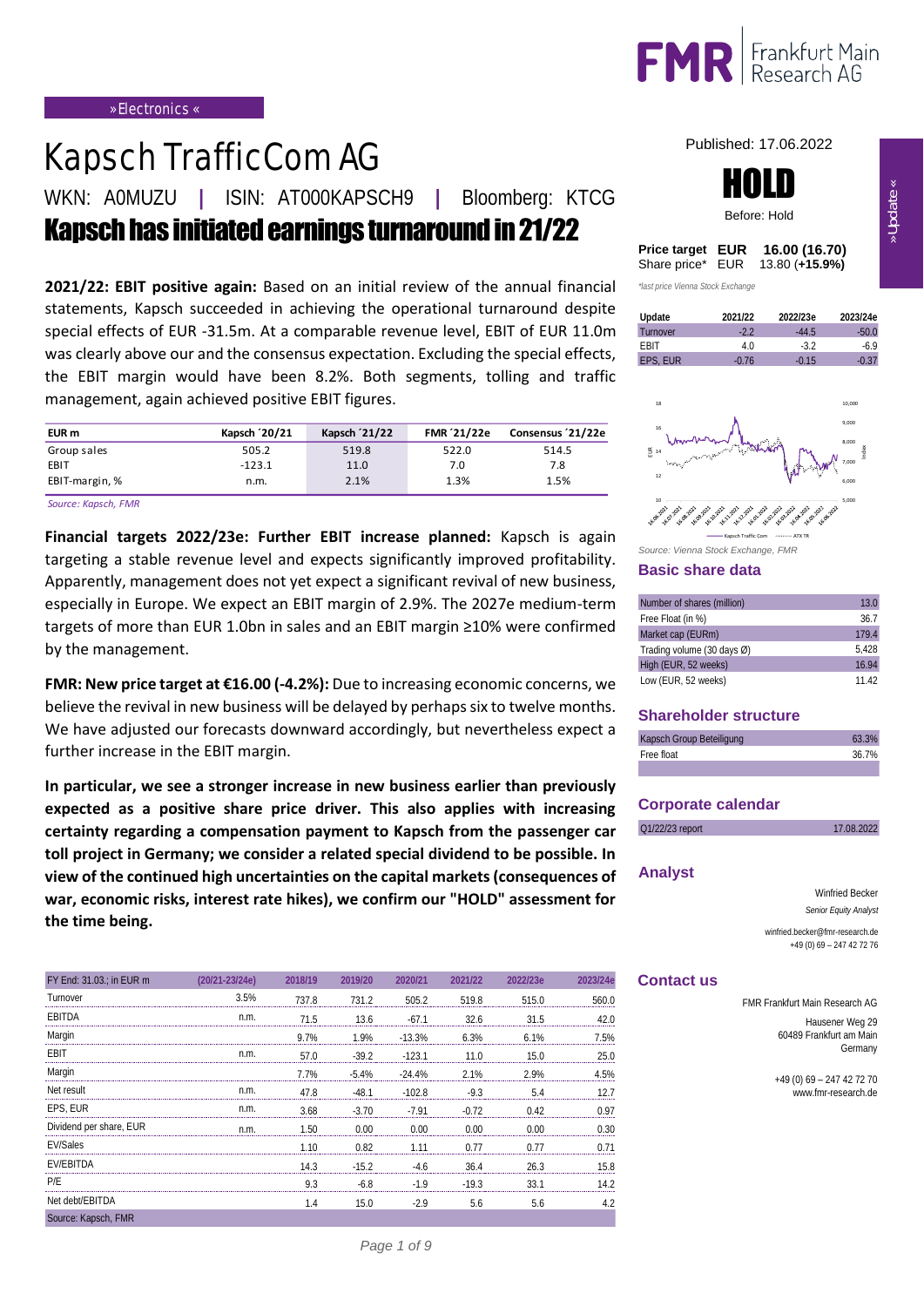»Electronics «

# Kapsch TrafficCom AG

WKN: A0MUZU | ISIN: AT000KAPSCH9 | Bloomberg: KTCG

## Kapsch has initiated earnings turnaround in 21/22

**2021/22: EBIT positive again:** Based on an initial review of the annual financial statements, Kapsch succeeded in achieving the operational turnaround despite special effects of EUR -31.5m. At a comparable revenue level, EBIT of EUR 11.0m was clearly above our and the consensus expectation. Excluding the special effects, the EBIT margin would have been 8.2%. Both segments, tolling and traffic management, again achieved positive EBIT figures.

| EUR m | Kapsch ´20/21 | Kapsch ´21/22 | FMR ´21/22e | Consensus ´21/22e |
|---|---|---|---|---|
| Group sales | 505.2 | 519.8 | 522.0 | 514.5 |
| EBIT | -123.1 | 11.0 | 7.0 | 7.8 |
| EBIT-margin, % | n.m. | 2.1% | 1.3% | 1.5% |

*Source: Kapsch, FMR*

**Financial targets 2022/23e: Further EBIT increase planned:** Kapsch is again targeting a stable revenue level and expects significantly improved profitability. Apparently, management does not yet expect a significant revival of new business, especially in Europe. We expect an EBIT margin of 2.9%. The 2027e medium-term targets of more than EUR 1.0bn in sales and an EBIT margin ≥10% were confirmed by the management.

**FMR: New price target at €16.00 (-4.2%):** Due to increasing economic concerns, we believe the revival in new business will be delayed by perhaps six to twelve months. We have adjusted our forecasts downward accordingly, but nevertheless expect a further increase in the EBIT margin.

**In particular, we see a stronger increase in new business earlier than previously expected as a positive share price driver. This also applies with increasing certainty regarding a compensation payment to Kapsch from the passenger car toll project in Germany; we consider a related special dividend to be possible. In view of the continued high uncertainties on the capital markets (consequences of war, economic risks, interest rate hikes), we confirm our "HOLD" assessment for the time being.**

| FY End: 31.03.; in EUR m | (20/21-23/24e) | 2018/19 | 2019/20 | 2020/21 | 2021/22 | 2022/23e | 2023/24e |
|---|---|---|---|---|---|---|---|
| Turnover | 3.5% | 737.8 | 731.2 | 505.2 | 519.8 | 515.0 | 560.0 |
| EBITDA | n.m. | 71.5 | 13.6 | -67.1 | 32.6 | 31.5 | 42.0 |
| Margin | | 9.7% | 1.9% | -13.3% | 6.3% | 6.1% | 7.5% |
| EBIT | n.m. | 57.0 | -39.2 | -123.1 | 11.0 | 15.0 | 25.0 |
| Margin | | 7.7% | -5.4% | -24.4% | 2.1% | 2.9% | 4.5% |
| Net result | n.m. | 47.8 | -48.1 | -102.8 | -9.3 | 5.4 | 12.7 |
| EPS, EUR | n.m. | 3.68 | -3.70 | -7.91 | -0.72 | 0.42 | 0.97 |
| Dividend per share, EUR | n.m. | 1.50 | 0.00 | 0.00 | 0.00 | 0.00 | 0.30 |
| EV/Sales | | 1.10 | 0.82 | 1.11 | 0.77 | 0.77 | 0.71 |
| EV/EBITDA | | 14.3 | -15.2 | -4.6 | 36.4 | 26.3 | 15.8 |
| P/E | | 9.3 | -6.8 | -1.9 | -19.3 | 33.1 | 14.2 |
| Net debt/EBITDA | | 1.4 | 15.0 | -2.9 | 5.6 | 5.6 | 4.2 |

Source: Kapsch, FMR

Published: 17.06.2022

# HOLD

Before: Hold

| | | |
|---|---|---|
| **Price target** | **EUR** | **16.00 (16.70)** |
| Share price* | EUR | 13.80 (**+15.9%**) |

*\*last price Vienna Stock Exchange*

| Update | 2021/22 | 2022/23e | 2023/24e |
|---|---|---|---|
| Turnover | -2.2 | -44.5 | -50.0 |
| EBIT | 4.0 | -3.2 | -6.9 |
| EPS, EUR | -0.76 | -0.15 | -0.37 |

*Source: Vienna Stock Exchange, FMR*

### Basic share data

| | |
|---|---|
| Number of shares (million) | 13.0 |
| Free Float (in %) | 36.7 |
| Market cap (EURm) | 179.4 |
| Trading volume (30 days Ø) | 5,428 |
| High (EUR, 52 weeks) | 16.94 |
| Low (EUR, 52 weeks) | 11.42 |

### Shareholder structure

| | |
|---|---|
| Kapsch Group Beteiligung | 63.3% |
| Free float | 36.7% |

### Corporate calendar

| | |
|---|---|
| Q1/22/23 report | 17.08.2022 |

### Analyst

Winfried Becker
*Senior Equity Analyst*
winfried.becker@fmr-research.de
+49 (0) 69 – 247 42 72 76

### Contact us

FMR Frankfurt Main Research AG
Hausener Weg 29
60489 Frankfurt am Main
Germany

+49 (0) 69 – 247 42 72 70
www.fmr-research.de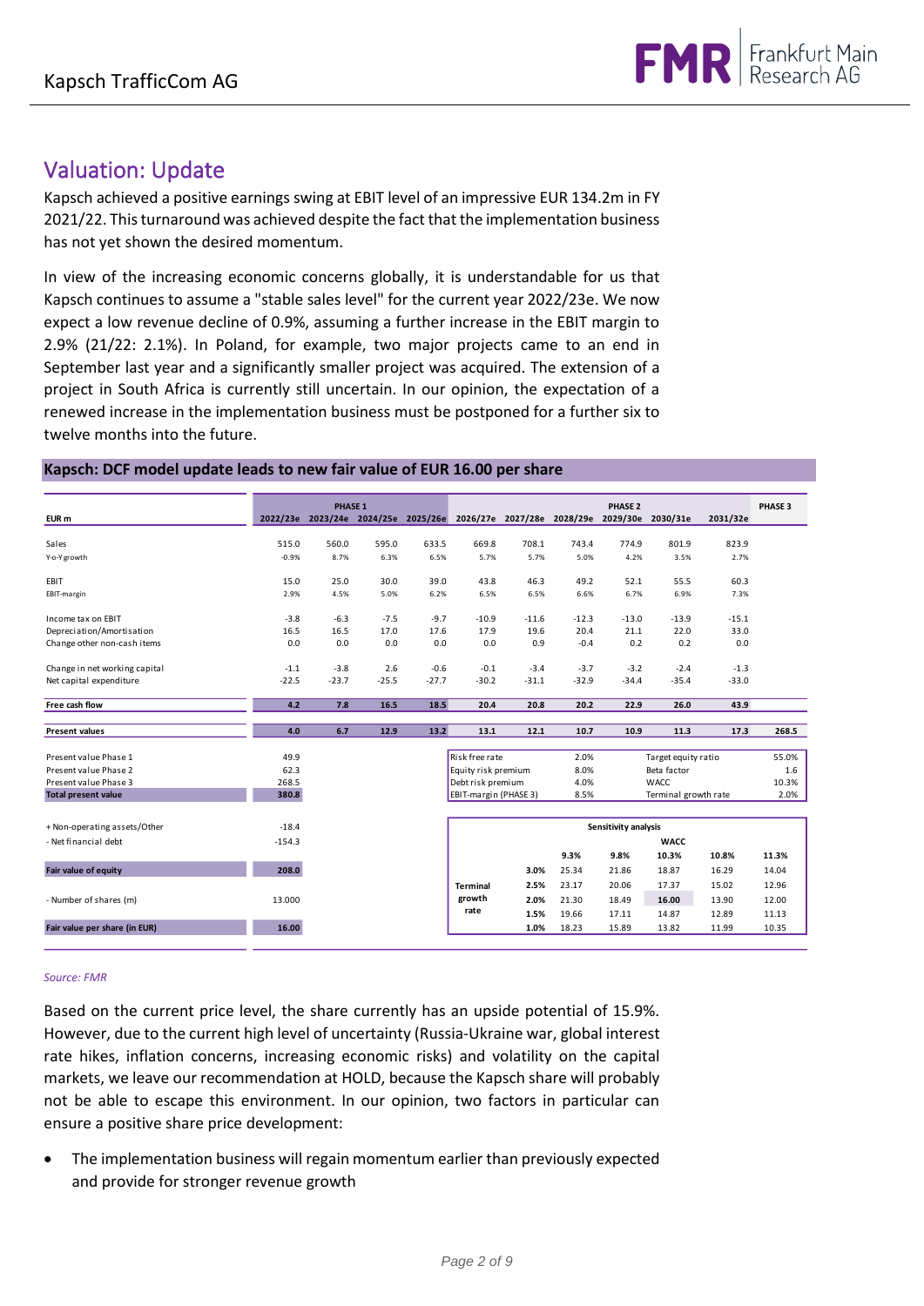# Valuation: Update

Kapsch achieved a positive earnings swing at EBIT level of an impressive EUR 134.2m in FY 2021/22. This turnaround was achieved despite the fact that the implementation business has not yet shown the desired momentum.

In view of the increasing economic concerns globally, it is understandable for us that Kapsch continues to assume a "stable sales level" for the current year 2022/23e. We now expect a low revenue decline of 0.9%, assuming a further increase in the EBIT margin to 2.9% (21/22: 2.1%). In Poland, for example, two major projects came to an end in September last year and a significantly smaller project was acquired. The extension of a project in South Africa is currently still uncertain. In our opinion, the expectation of a renewed increase in the implementation business must be postponed for a further six to twelve months into the future.

**Kapsch: DCF model update leads to new fair value of EUR 16.00 per share**

| EUR m | PHASE 1 2022/23e | 2023/24e | 2024/25e | 2025/26e | PHASE 2 2026/27e | 2027/28e | 2028/29e | 2029/30e | 2030/31e | 2031/32e | PHASE 3 |
|---|---|---|---|---|---|---|---|---|---|---|---|
| Sales | 515.0 | 560.0 | 595.0 | 633.5 | 669.8 | 708.1 | 743.4 | 774.9 | 801.9 | 823.9 | |
| Y-o-Y growth | -0.9% | 8.7% | 6.3% | 6.5% | 5.7% | 5.7% | 5.0% | 4.2% | 3.5% | 2.7% | |
| EBIT | 15.0 | 25.0 | 30.0 | 39.0 | 43.8 | 46.3 | 49.2 | 52.1 | 55.5 | 60.3 | |
| EBIT-margin | 2.9% | 4.5% | 5.0% | 6.2% | 6.5% | 6.5% | 6.6% | 6.7% | 6.9% | 7.3% | |
| Income tax on EBIT | -3.8 | -6.3 | -7.5 | -9.7 | -10.9 | -11.6 | -12.3 | -13.0 | -13.9 | -15.1 | |
| Depreciation/Amortisation | 16.5 | 16.5 | 17.0 | 17.6 | 17.9 | 19.6 | 20.4 | 21.1 | 22.0 | 33.0 | |
| Change other non-cash items | 0.0 | 0.0 | 0.0 | 0.0 | 0.0 | 0.9 | -0.4 | 0.2 | 0.2 | 0.0 | |
| Change in net working capital | -1.1 | -3.8 | 2.6 | -0.6 | -0.1 | -3.4 | -3.7 | -3.2 | -2.4 | -1.3 | |
| Net capital expenditure | -22.5 | -23.7 | -25.5 | -27.7 | -30.2 | -31.1 | -32.9 | -34.4 | -35.4 | -33.0 | |
| **Free cash flow** | **4.2** | **7.8** | **16.5** | **18.5** | **20.4** | **20.8** | **20.2** | **22.9** | **26.0** | **43.9** | |
| **Present values** | **4.0** | **6.7** | **12.9** | **13.2** | **13.1** | **12.1** | **10.7** | **10.9** | **11.3** | **17.3** | **268.5** |

| | |
|---|---|
| Present value Phase 1 | 49.9 |
| Present value Phase 2 | 62.3 |
| Present value Phase 3 | 268.5 |
| **Total present value** | **380.8** |
| + Non-operating assets/Other | -18.4 |
| - Net financial debt | -154.3 |
| **Fair value of equity** | **208.0** |
| - Number of shares (m) | 13.000 |
| **Fair value per share (in EUR)** | **16.00** |

| | | | |
|---|---|---|---|
| Risk free rate | 2.0% | Target equity ratio | 55.0% |
| Equity risk premium | 8.0% | Beta factor | 1.6 |
| Debt risk premium | 4.0% | WACC | 10.3% |
| EBIT-margin (PHASE 3) | 8.5% | Terminal growth rate | 2.0% |

**Sensitivity analysis**

| Terminal growth rate \ WACC | 9.3% | 9.8% | 10.3% | 10.8% | 11.3% |
|---|---|---|---|---|---|
| 3.0% | 25.34 | 21.86 | 18.87 | 16.29 | 14.04 |
| 2.5% | 23.17 | 20.06 | 17.37 | 15.02 | 12.96 |
| 2.0% | 21.30 | 18.49 | 16.00 | 13.90 | 12.00 |
| 1.5% | 19.66 | 17.11 | 14.87 | 12.89 | 11.13 |
| 1.0% | 18.23 | 15.89 | 13.82 | 11.99 | 10.35 |

*Source: FMR*

Based on the current price level, the share currently has an upside potential of 15.9%. However, due to the current high level of uncertainty (Russia-Ukraine war, global interest rate hikes, inflation concerns, increasing economic risks) and volatility on the capital markets, we leave our recommendation at HOLD, because the Kapsch share will probably not be able to escape this environment. In our opinion, two factors in particular can ensure a positive share price development:

- The implementation business will regain momentum earlier than previously expected and provide for stronger revenue growth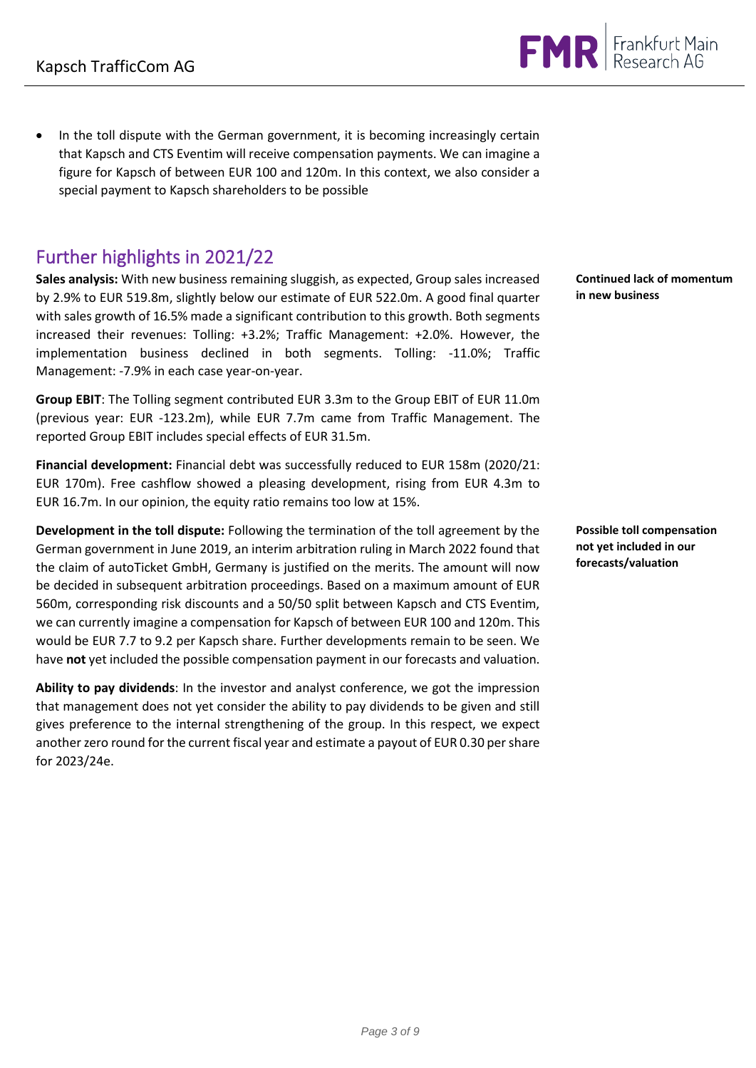- In the toll dispute with the German government, it is becoming increasingly certain that Kapsch and CTS Eventim will receive compensation payments. We can imagine a figure for Kapsch of between EUR 100 and 120m. In this context, we also consider a special payment to Kapsch shareholders to be possible

## Further highlights in 2021/22

**Continued lack of momentum in new business**

**Sales analysis:** With new business remaining sluggish, as expected, Group sales increased by 2.9% to EUR 519.8m, slightly below our estimate of EUR 522.0m. A good final quarter with sales growth of 16.5% made a significant contribution to this growth. Both segments increased their revenues: Tolling: +3.2%; Traffic Management: +2.0%. However, the implementation business declined in both segments. Tolling: -11.0%; Traffic Management: -7.9% in each case year-on-year.

**Group EBIT**: The Tolling segment contributed EUR 3.3m to the Group EBIT of EUR 11.0m (previous year: EUR -123.2m), while EUR 7.7m came from Traffic Management. The reported Group EBIT includes special effects of EUR 31.5m.

**Financial development:** Financial debt was successfully reduced to EUR 158m (2020/21: EUR 170m). Free cashflow showed a pleasing development, rising from EUR 4.3m to EUR 16.7m. In our opinion, the equity ratio remains too low at 15%.

**Possible toll compensation not yet included in our forecasts/valuation**

**Development in the toll dispute:** Following the termination of the toll agreement by the German government in June 2019, an interim arbitration ruling in March 2022 found that the claim of autoTicket GmbH, Germany is justified on the merits. The amount will now be decided in subsequent arbitration proceedings. Based on a maximum amount of EUR 560m, corresponding risk discounts and a 50/50 split between Kapsch and CTS Eventim, we can currently imagine a compensation for Kapsch of between EUR 100 and 120m. This would be EUR 7.7 to 9.2 per Kapsch share. Further developments remain to be seen. We have **not** yet included the possible compensation payment in our forecasts and valuation.

**Ability to pay dividends**: In the investor and analyst conference, we got the impression that management does not yet consider the ability to pay dividends to be given and still gives preference to the internal strengthening of the group. In this respect, we expect another zero round for the current fiscal year and estimate a payout of EUR 0.30 per share for 2023/24e.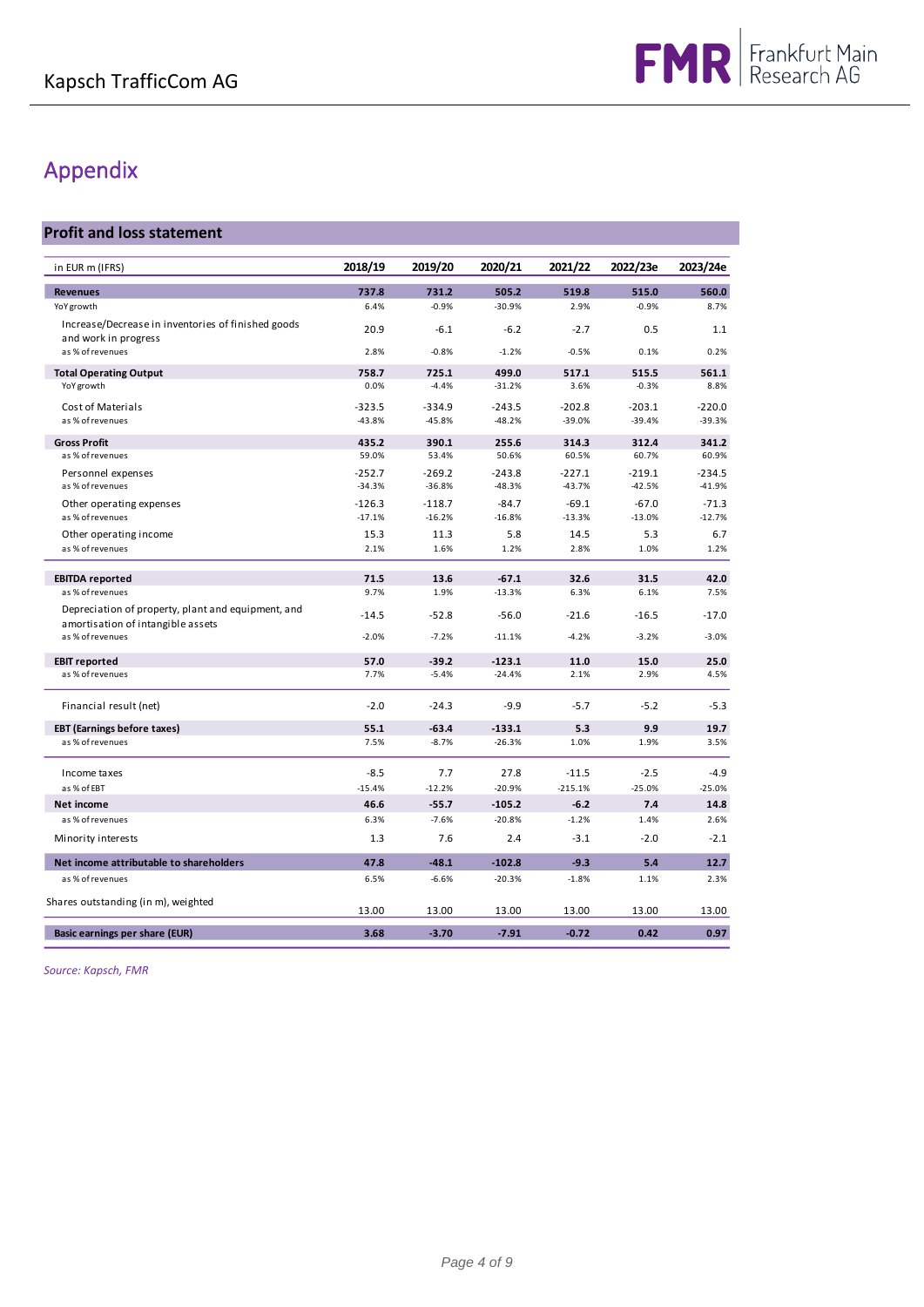# Appendix

## Profit and loss statement

| in EUR m (IFRS) | 2018/19 | 2019/20 | 2020/21 | 2021/22 | 2022/23e | 2023/24e |
|---|---|---|---|---|---|---|
| **Revenues** | **737.8** | **731.2** | **505.2** | **519.8** | **515.0** | **560.0** |
| YoY growth | 6.4% | -0.9% | -30.9% | 2.9% | -0.9% | 8.7% |
| Increase/Decrease in inventories of finished goods and work in progress | 20.9 | -6.1 | -6.2 | -2.7 | 0.5 | 1.1 |
| as % of revenues | 2.8% | -0.8% | -1.2% | -0.5% | 0.1% | 0.2% |
| **Total Operating Output** | **758.7** | **725.1** | **499.0** | **517.1** | **515.5** | **561.1** |
| YoY growth | 0.0% | -4.4% | -31.2% | 3.6% | -0.3% | 8.8% |
| Cost of Materials | -323.5 | -334.9 | -243.5 | -202.8 | -203.1 | -220.0 |
| as % of revenues | -43.8% | -45.8% | -48.2% | -39.0% | -39.4% | -39.3% |
| **Gross Profit** | **435.2** | **390.1** | **255.6** | **314.3** | **312.4** | **341.2** |
| as % of revenues | 59.0% | 53.4% | 50.6% | 60.5% | 60.7% | 60.9% |
| Personnel expenses | -252.7 | -269.2 | -243.8 | -227.1 | -219.1 | -234.5 |
| as % of revenues | -34.3% | -36.8% | -48.3% | -43.7% | -42.5% | -41.9% |
| Other operating expenses | -126.3 | -118.7 | -84.7 | -69.1 | -67.0 | -71.3 |
| as % of revenues | -17.1% | -16.2% | -16.8% | -13.3% | -13.0% | -12.7% |
| Other operating income | 15.3 | 11.3 | 5.8 | 14.5 | 5.3 | 6.7 |
| as % of revenues | 2.1% | 1.6% | 1.2% | 2.8% | 1.0% | 1.2% |
| **EBITDA reported** | **71.5** | **13.6** | **-67.1** | **32.6** | **31.5** | **42.0** |
| as % of revenues | 9.7% | 1.9% | -13.3% | 6.3% | 6.1% | 7.5% |
| Depreciation of property, plant and equipment, and amortisation of intangible assets | -14.5 | -52.8 | -56.0 | -21.6 | -16.5 | -17.0 |
| as % of revenues | -2.0% | -7.2% | -11.1% | -4.2% | -3.2% | -3.0% |
| **EBIT reported** | **57.0** | **-39.2** | **-123.1** | **11.0** | **15.0** | **25.0** |
| as % of revenues | 7.7% | -5.4% | -24.4% | 2.1% | 2.9% | 4.5% |
| Financial result (net) | -2.0 | -24.3 | -9.9 | -5.7 | -5.2 | -5.3 |
| **EBT (Earnings before taxes)** | **55.1** | **-63.4** | **-133.1** | **5.3** | **9.9** | **19.7** |
| as % of revenues | 7.5% | -8.7% | -26.3% | 1.0% | 1.9% | 3.5% |
| Income taxes | -8.5 | 7.7 | 27.8 | -11.5 | -2.5 | -4.9 |
| as % of EBT | -15.4% | -12.2% | -20.9% | -215.1% | -25.0% | -25.0% |
| **Net income** | **46.6** | **-55.7** | **-105.2** | **-6.2** | **7.4** | **14.8** |
| as % of revenues | 6.3% | -7.6% | -20.8% | -1.2% | 1.4% | 2.6% |
| Minority interests | 1.3 | 7.6 | 2.4 | -3.1 | -2.0 | -2.1 |
| **Net income attributable to shareholders** | **47.8** | **-48.1** | **-102.8** | **-9.3** | **5.4** | **12.7** |
| as % of revenues | 6.5% | -6.6% | -20.3% | -1.8% | 1.1% | 2.3% |
| Shares outstanding (in m), weighted | 13.00 | 13.00 | 13.00 | 13.00 | 13.00 | 13.00 |
| **Basic earnings per share (EUR)** | **3.68** | **-3.70** | **-7.91** | **-0.72** | **0.42** | **0.97** |

*Source: Kapsch, FMR*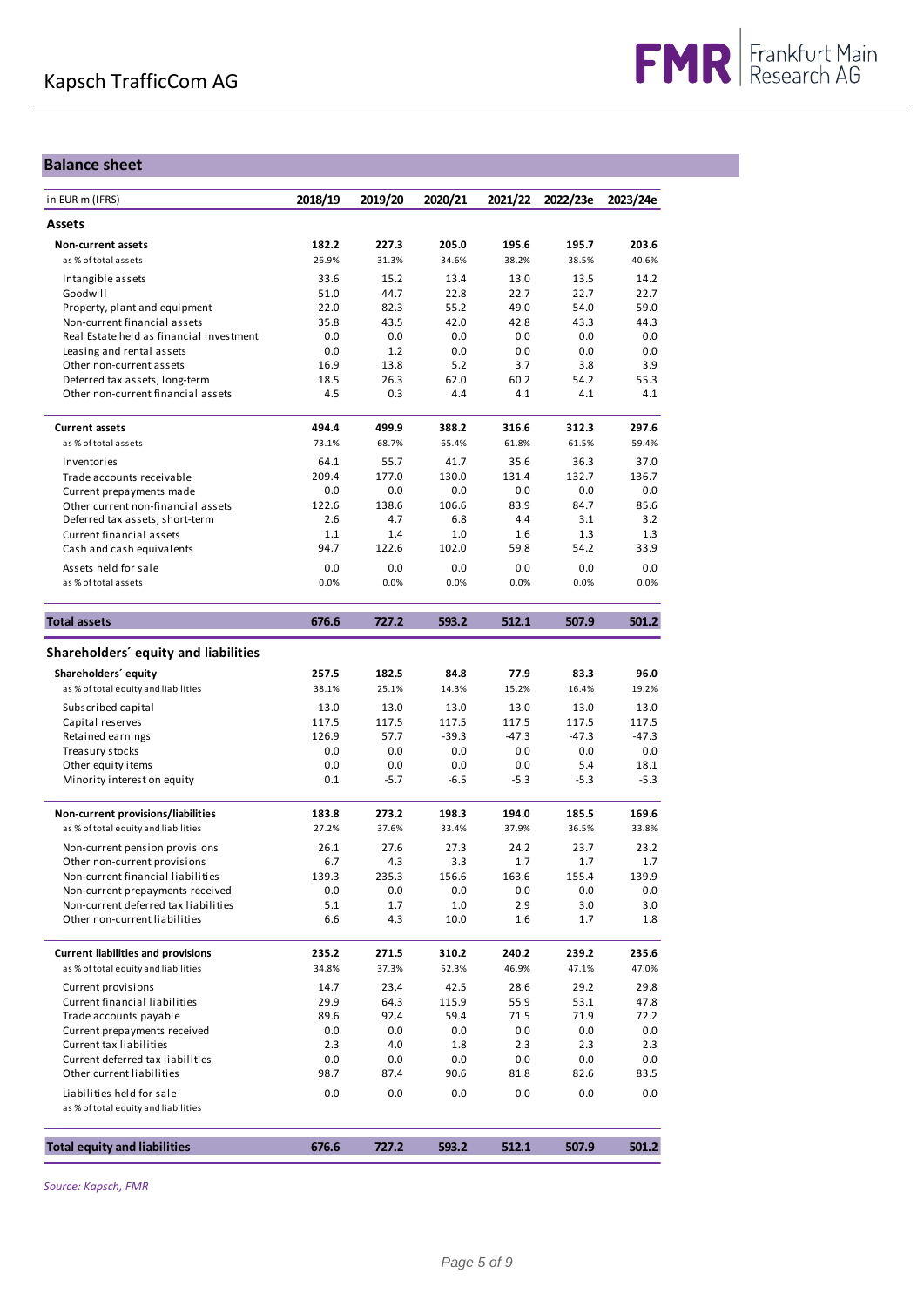## Balance sheet

| in EUR m (IFRS) | 2018/19 | 2019/20 | 2020/21 | 2021/22 | 2022/23e | 2023/24e |
|---|---|---|---|---|---|---|
| **Assets** | | | | | | |
| **Non-current assets** | **182.2** | **227.3** | **205.0** | **195.6** | **195.7** | **203.6** |
| as % of total assets | 26.9% | 31.3% | 34.6% | 38.2% | 38.5% | 40.6% |
| Intangible assets | 33.6 | 15.2 | 13.4 | 13.0 | 13.5 | 14.2 |
| Goodwill | 51.0 | 44.7 | 22.8 | 22.7 | 22.7 | 22.7 |
| Property, plant and equipment | 22.0 | 82.3 | 55.2 | 49.0 | 54.0 | 59.0 |
| Non-current financial assets | 35.8 | 43.5 | 42.0 | 42.8 | 43.3 | 44.3 |
| Real Estate held as financial investment | 0.0 | 0.0 | 0.0 | 0.0 | 0.0 | 0.0 |
| Leasing and rental assets | 0.0 | 1.2 | 0.0 | 0.0 | 0.0 | 0.0 |
| Other non-current assets | 16.9 | 13.8 | 5.2 | 3.7 | 3.8 | 3.9 |
| Deferred tax assets, long-term | 18.5 | 26.3 | 62.0 | 60.2 | 54.2 | 55.3 |
| Other non-current financial assets | 4.5 | 0.3 | 4.4 | 4.1 | 4.1 | 4.1 |
| **Current assets** | **494.4** | **499.9** | **388.2** | **316.6** | **312.3** | **297.6** |
| as % of total assets | 73.1% | 68.7% | 65.4% | 61.8% | 61.5% | 59.4% |
| Inventories | 64.1 | 55.7 | 41.7 | 35.6 | 36.3 | 37.0 |
| Trade accounts receivable | 209.4 | 177.0 | 130.0 | 131.4 | 132.7 | 136.7 |
| Current prepayments made | 0.0 | 0.0 | 0.0 | 0.0 | 0.0 | 0.0 |
| Other current non-financial assets | 122.6 | 138.6 | 106.6 | 83.9 | 84.7 | 85.6 |
| Deferred tax assets, short-term | 2.6 | 4.7 | 6.8 | 4.4 | 3.1 | 3.2 |
| Current financial assets | 1.1 | 1.4 | 1.0 | 1.6 | 1.3 | 1.3 |
| Cash and cash equivalents | 94.7 | 122.6 | 102.0 | 59.8 | 54.2 | 33.9 |
| Assets held for sale | 0.0 | 0.0 | 0.0 | 0.0 | 0.0 | 0.0 |
| as % of total assets | 0.0% | 0.0% | 0.0% | 0.0% | 0.0% | 0.0% |
| **Total assets** | **676.6** | **727.2** | **593.2** | **512.1** | **507.9** | **501.2** |
| **Shareholders´ equity and liabilities** | | | | | | |
| **Shareholders´ equity** | **257.5** | **182.5** | **84.8** | **77.9** | **83.3** | **96.0** |
| as % of total equity and liabilities | 38.1% | 25.1% | 14.3% | 15.2% | 16.4% | 19.2% |
| Subscribed capital | 13.0 | 13.0 | 13.0 | 13.0 | 13.0 | 13.0 |
| Capital reserves | 117.5 | 117.5 | 117.5 | 117.5 | 117.5 | 117.5 |
| Retained earnings | 126.9 | 57.7 | -39.3 | -47.3 | -47.3 | -47.3 |
| Treasury stocks | 0.0 | 0.0 | 0.0 | 0.0 | 0.0 | 0.0 |
| Other equity items | 0.0 | 0.0 | 0.0 | 0.0 | 5.4 | 18.1 |
| Minority interest on equity | 0.1 | -5.7 | -6.5 | -5.3 | -5.3 | -5.3 |
| **Non-current provisions/liabilities** | **183.8** | **273.2** | **198.3** | **194.0** | **185.5** | **169.6** |
| as % of total equity and liabilities | 27.2% | 37.6% | 33.4% | 37.9% | 36.5% | 33.8% |
| Non-current pension provisions | 26.1 | 27.6 | 27.3 | 24.2 | 23.7 | 23.2 |
| Other non-current provisions | 6.7 | 4.3 | 3.3 | 1.7 | 1.7 | 1.7 |
| Non-current financial liabilities | 139.3 | 235.3 | 156.6 | 163.6 | 155.4 | 139.9 |
| Non-current prepayments received | 0.0 | 0.0 | 0.0 | 0.0 | 0.0 | 0.0 |
| Non-current deferred tax liabilities | 5.1 | 1.7 | 1.0 | 2.9 | 3.0 | 3.0 |
| Other non-current liabilities | 6.6 | 4.3 | 10.0 | 1.6 | 1.7 | 1.8 |
| **Current liabilities and provisions** | **235.2** | **271.5** | **310.2** | **240.2** | **239.2** | **235.6** |
| as % of total equity and liabilities | 34.8% | 37.3% | 52.3% | 46.9% | 47.1% | 47.0% |
| Current provisions | 14.7 | 23.4 | 42.5 | 28.6 | 29.2 | 29.8 |
| Current financial liabilities | 29.9 | 64.3 | 115.9 | 55.9 | 53.1 | 47.8 |
| Trade accounts payable | 89.6 | 92.4 | 59.4 | 71.5 | 71.9 | 72.2 |
| Current prepayments received | 0.0 | 0.0 | 0.0 | 0.0 | 0.0 | 0.0 |
| Current tax liabilities | 2.3 | 4.0 | 1.8 | 2.3 | 2.3 | 2.3 |
| Current deferred tax liabilities | 0.0 | 0.0 | 0.0 | 0.0 | 0.0 | 0.0 |
| Other current liabilities | 98.7 | 87.4 | 90.6 | 81.8 | 82.6 | 83.5 |
| Liabilities held for sale | 0.0 | 0.0 | 0.0 | 0.0 | 0.0 | 0.0 |
| as % of total equity and liabilities | | | | | | |
| **Total equity and liabilities** | **676.6** | **727.2** | **593.2** | **512.1** | **507.9** | **501.2** |

*Source: Kapsch, FMR*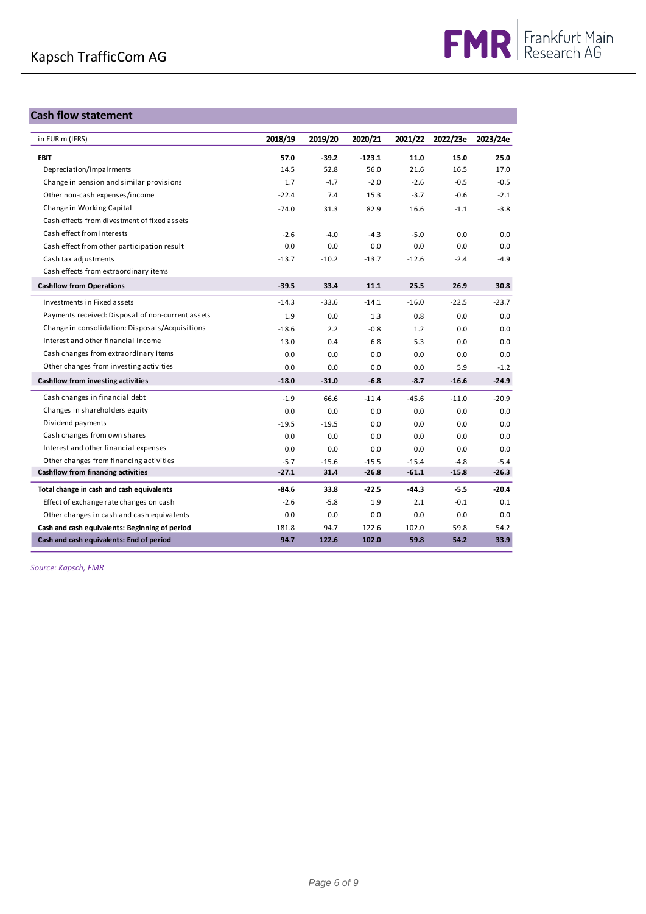## Cash flow statement

| in EUR m (IFRS) | 2018/19 | 2019/20 | 2020/21 | 2021/22 | 2022/23e | 2023/24e |
|---|---|---|---|---|---|---|
| **EBIT** | **57.0** | **-39.2** | **-123.1** | **11.0** | **15.0** | **25.0** |
| Depreciation/impairments | 14.5 | 52.8 | 56.0 | 21.6 | 16.5 | 17.0 |
| Change in pension and similar provisions | 1.7 | -4.7 | -2.0 | -2.6 | -0.5 | -0.5 |
| Other non-cash expenses/income | -22.4 | 7.4 | 15.3 | -3.7 | -0.6 | -2.1 |
| Change in Working Capital | -74.0 | 31.3 | 82.9 | 16.6 | -1.1 | -3.8 |
| Cash effects from divestment of fixed assets | | | | | | |
| Cash effect from interests | -2.6 | -4.0 | -4.3 | -5.0 | 0.0 | 0.0 |
| Cash effect from other participation result | 0.0 | 0.0 | 0.0 | 0.0 | 0.0 | 0.0 |
| Cash tax adjustments | -13.7 | -10.2 | -13.7 | -12.6 | -2.4 | -4.9 |
| Cash effects from extraordinary items | | | | | | |
| **Cashflow from Operations** | **-39.5** | **33.4** | **11.1** | **25.5** | **26.9** | **30.8** |
| Investments in Fixed assets | -14.3 | -33.6 | -14.1 | -16.0 | -22.5 | -23.7 |
| Payments received: Disposal of non-current assets | 1.9 | 0.0 | 1.3 | 0.8 | 0.0 | 0.0 |
| Change in consolidation: Disposals/Acquisitions | -18.6 | 2.2 | -0.8 | 1.2 | 0.0 | 0.0 |
| Interest and other financial income | 13.0 | 0.4 | 6.8 | 5.3 | 0.0 | 0.0 |
| Cash changes from extraordinary items | 0.0 | 0.0 | 0.0 | 0.0 | 0.0 | 0.0 |
| Other changes from investing activities | 0.0 | 0.0 | 0.0 | 0.0 | 5.9 | -1.2 |
| **Cashflow from investing activities** | **-18.0** | **-31.0** | **-6.8** | **-8.7** | **-16.6** | **-24.9** |
| Cash changes in financial debt | -1.9 | 66.6 | -11.4 | -45.6 | -11.0 | -20.9 |
| Changes in shareholders equity | 0.0 | 0.0 | 0.0 | 0.0 | 0.0 | 0.0 |
| Dividend payments | -19.5 | -19.5 | 0.0 | 0.0 | 0.0 | 0.0 |
| Cash changes from own shares | 0.0 | 0.0 | 0.0 | 0.0 | 0.0 | 0.0 |
| Interest and other financial expenses | 0.0 | 0.0 | 0.0 | 0.0 | 0.0 | 0.0 |
| Other changes from financing activities | -5.7 | -15.6 | -15.5 | -15.4 | -4.8 | -5.4 |
| **Cashflow from financing activities** | **-27.1** | **31.4** | **-26.8** | **-61.1** | **-15.8** | **-26.3** |
| **Total change in cash and cash equivalents** | **-84.6** | **33.8** | **-22.5** | **-44.3** | **-5.5** | **-20.4** |
| Effect of exchange rate changes on cash | -2.6 | -5.8 | 1.9 | 2.1 | -0.1 | 0.1 |
| Other changes in cash and cash equivalents | 0.0 | 0.0 | 0.0 | 0.0 | 0.0 | 0.0 |
| **Cash and cash equivalents: Beginning of period** | 181.8 | 94.7 | 122.6 | 102.0 | 59.8 | 54.2 |
| **Cash and cash equivalents: End of period** | **94.7** | **122.6** | **102.0** | **59.8** | **54.2** | **33.9** |

*Source: Kapsch, FMR*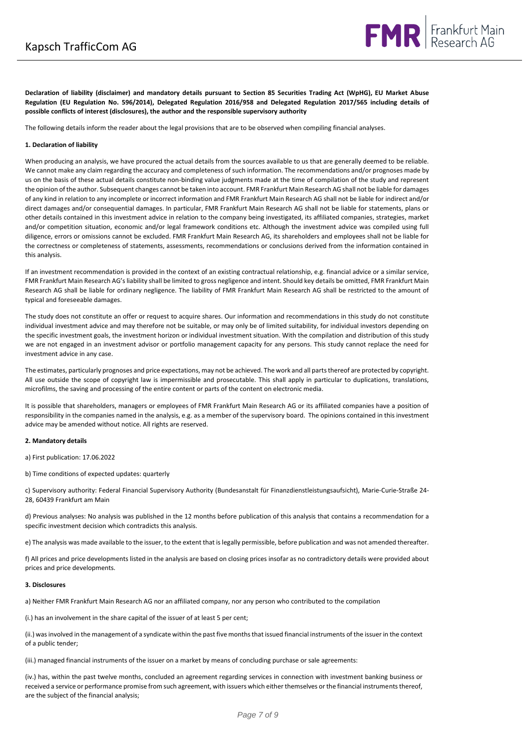**Declaration of liability (disclaimer) and mandatory details pursuant to Section 85 Securities Trading Act (WpHG), EU Market Abuse Regulation (EU Regulation No. 596/2014), Delegated Regulation 2016/958 and Delegated Regulation 2017/565 including details of possible conflicts of interest (disclosures), the author and the responsible supervisory authority**

The following details inform the reader about the legal provisions that are to be observed when compiling financial analyses.

**1. Declaration of liability**

When producing an analysis, we have procured the actual details from the sources available to us that are generally deemed to be reliable. We cannot make any claim regarding the accuracy and completeness of such information. The recommendations and/or prognoses made by us on the basis of these actual details constitute non-binding value judgments made at the time of compilation of the study and represent the opinion of the author. Subsequent changes cannot be taken into account. FMR Frankfurt Main Research AG shall not be liable for damages of any kind in relation to any incomplete or incorrect information and FMR Frankfurt Main Research AG shall not be liable for indirect and/or direct damages and/or consequential damages. In particular, FMR Frankfurt Main Research AG shall not be liable for statements, plans or other details contained in this investment advice in relation to the company being investigated, its affiliated companies, strategies, market and/or competition situation, economic and/or legal framework conditions etc. Although the investment advice was compiled using full diligence, errors or omissions cannot be excluded. FMR Frankfurt Main Research AG, its shareholders and employees shall not be liable for the correctness or completeness of statements, assessments, recommendations or conclusions derived from the information contained in this analysis.

If an investment recommendation is provided in the context of an existing contractual relationship, e.g. financial advice or a similar service, FMR Frankfurt Main Research AG's liability shall be limited to gross negligence and intent. Should key details be omitted, FMR Frankfurt Main Research AG shall be liable for ordinary negligence. The liability of FMR Frankfurt Main Research AG shall be restricted to the amount of typical and foreseeable damages.

The study does not constitute an offer or request to acquire shares. Our information and recommendations in this study do not constitute individual investment advice and may therefore not be suitable, or may only be of limited suitability, for individual investors depending on the specific investment goals, the investment horizon or individual investment situation. With the compilation and distribution of this study we are not engaged in an investment advisor or portfolio management capacity for any persons. This study cannot replace the need for investment advice in any case.

The estimates, particularly prognoses and price expectations, may not be achieved. The work and all parts thereof are protected by copyright. All use outside the scope of copyright law is impermissible and prosecutable. This shall apply in particular to duplications, translations, microfilms, the saving and processing of the entire content or parts of the content on electronic media.

It is possible that shareholders, managers or employees of FMR Frankfurt Main Research AG or its affiliated companies have a position of responsibility in the companies named in the analysis, e.g. as a member of the supervisory board. The opinions contained in this investment advice may be amended without notice. All rights are reserved.

**2. Mandatory details**

a) First publication: 17.06.2022

b) Time conditions of expected updates: quarterly

c) Supervisory authority: Federal Financial Supervisory Authority (Bundesanstalt für Finanzdienstleistungsaufsicht), Marie-Curie-Straße 24-28, 60439 Frankfurt am Main

d) Previous analyses: No analysis was published in the 12 months before publication of this analysis that contains a recommendation for a specific investment decision which contradicts this analysis.

e) The analysis was made available to the issuer, to the extent that is legally permissible, before publication and was not amended thereafter.

f) All prices and price developments listed in the analysis are based on closing prices insofar as no contradictory details were provided about prices and price developments.

**3. Disclosures**

a) Neither FMR Frankfurt Main Research AG nor an affiliated company, nor any person who contributed to the compilation

(i.) has an involvement in the share capital of the issuer of at least 5 per cent;

(ii.) was involved in the management of a syndicate within the past five months that issued financial instruments of the issuer in the context of a public tender;

(iii.) managed financial instruments of the issuer on a market by means of concluding purchase or sale agreements:

(iv.) has, within the past twelve months, concluded an agreement regarding services in connection with investment banking business or received a service or performance promise from such agreement, with issuers which either themselves or the financial instruments thereof, are the subject of the financial analysis;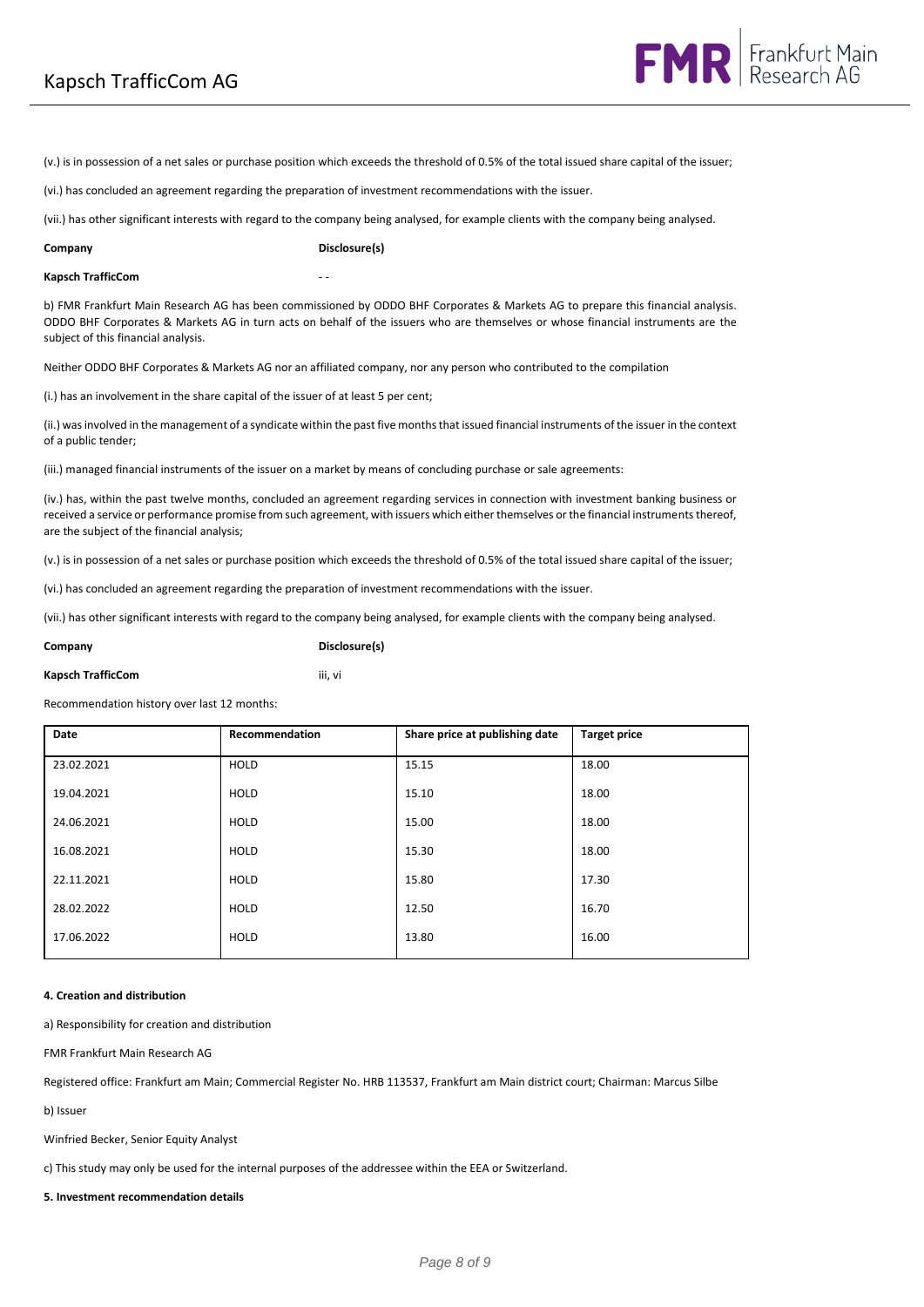(v.) is in possession of a net sales or purchase position which exceeds the threshold of 0.5% of the total issued share capital of the issuer;

(vi.) has concluded an agreement regarding the preparation of investment recommendations with the issuer.

(vii.) has other significant interests with regard to the company being analysed, for example clients with the company being analysed.

| Company | Disclosure(s) |
|---|---|
| **Kapsch TrafficCom** | - - |

b) FMR Frankfurt Main Research AG has been commissioned by ODDO BHF Corporates & Markets AG to prepare this financial analysis. ODDO BHF Corporates & Markets AG in turn acts on behalf of the issuers who are themselves or whose financial instruments are the subject of this financial analysis.

Neither ODDO BHF Corporates & Markets AG nor an affiliated company, nor any person who contributed to the compilation

(i.) has an involvement in the share capital of the issuer of at least 5 per cent;

(ii.) was involved in the management of a syndicate within the past five months that issued financial instruments of the issuer in the context of a public tender;

(iii.) managed financial instruments of the issuer on a market by means of concluding purchase or sale agreements:

(iv.) has, within the past twelve months, concluded an agreement regarding services in connection with investment banking business or received a service or performance promise from such agreement, with issuers which either themselves or the financial instruments thereof, are the subject of the financial analysis;

(v.) is in possession of a net sales or purchase position which exceeds the threshold of 0.5% of the total issued share capital of the issuer;

(vi.) has concluded an agreement regarding the preparation of investment recommendations with the issuer.

(vii.) has other significant interests with regard to the company being analysed, for example clients with the company being analysed.

| Company | Disclosure(s) |
|---|---|
| **Kapsch TrafficCom** | iii, vi |

Recommendation history over last 12 months:

| Date | Recommendation | Share price at publishing date | Target price |
|---|---|---|---|
| 23.02.2021 | HOLD | 15.15 | 18.00 |
| 19.04.2021 | HOLD | 15.10 | 18.00 |
| 24.06.2021 | HOLD | 15.00 | 18.00 |
| 16.08.2021 | HOLD | 15.30 | 18.00 |
| 22.11.2021 | HOLD | 15.80 | 17.30 |
| 28.02.2022 | HOLD | 12.50 | 16.70 |
| 17.06.2022 | HOLD | 13.80 | 16.00 |

**4. Creation and distribution**

a) Responsibility for creation and distribution

FMR Frankfurt Main Research AG

Registered office: Frankfurt am Main; Commercial Register No. HRB 113537, Frankfurt am Main district court; Chairman: Marcus Silbe

b) Issuer

Winfried Becker, Senior Equity Analyst

c) This study may only be used for the internal purposes of the addressee within the EEA or Switzerland.

**5. Investment recommendation details**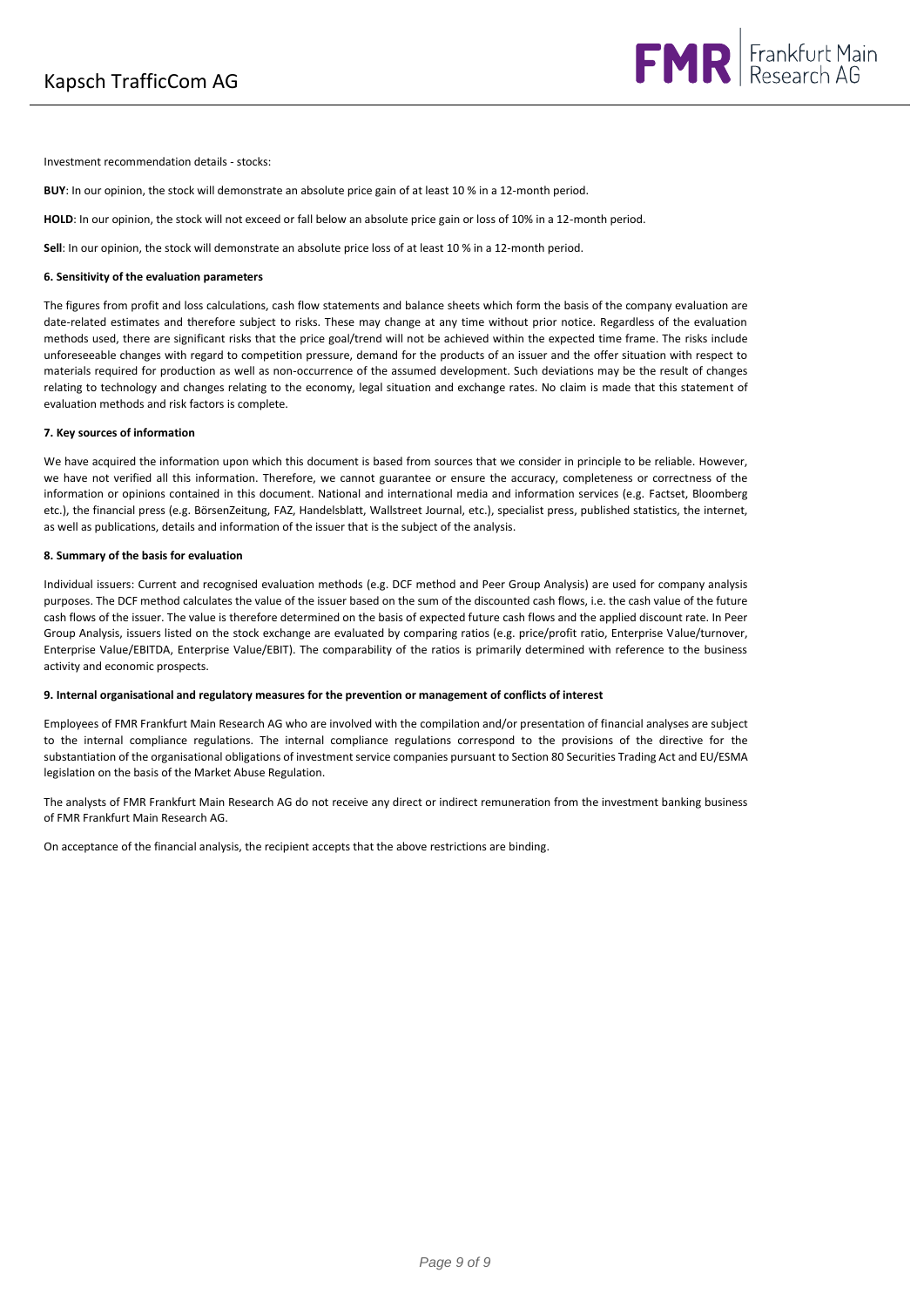Investment recommendation details - stocks:

**BUY**: In our opinion, the stock will demonstrate an absolute price gain of at least 10 % in a 12-month period.

**HOLD**: In our opinion, the stock will not exceed or fall below an absolute price gain or loss of 10% in a 12-month period.

**Sell**: In our opinion, the stock will demonstrate an absolute price loss of at least 10 % in a 12-month period.

**6. Sensitivity of the evaluation parameters**

The figures from profit and loss calculations, cash flow statements and balance sheets which form the basis of the company evaluation are date-related estimates and therefore subject to risks. These may change at any time without prior notice. Regardless of the evaluation methods used, there are significant risks that the price goal/trend will not be achieved within the expected time frame. The risks include unforeseeable changes with regard to competition pressure, demand for the products of an issuer and the offer situation with respect to materials required for production as well as non-occurrence of the assumed development. Such deviations may be the result of changes relating to technology and changes relating to the economy, legal situation and exchange rates. No claim is made that this statement of evaluation methods and risk factors is complete.

**7. Key sources of information**

We have acquired the information upon which this document is based from sources that we consider in principle to be reliable. However, we have not verified all this information. Therefore, we cannot guarantee or ensure the accuracy, completeness or correctness of the information or opinions contained in this document. National and international media and information services (e.g. Factset, Bloomberg etc.), the financial press (e.g. BörsenZeitung, FAZ, Handelsblatt, Wallstreet Journal, etc.), specialist press, published statistics, the internet, as well as publications, details and information of the issuer that is the subject of the analysis.

**8. Summary of the basis for evaluation**

Individual issuers: Current and recognised evaluation methods (e.g. DCF method and Peer Group Analysis) are used for company analysis purposes. The DCF method calculates the value of the issuer based on the sum of the discounted cash flows, i.e. the cash value of the future cash flows of the issuer. The value is therefore determined on the basis of expected future cash flows and the applied discount rate. In Peer Group Analysis, issuers listed on the stock exchange are evaluated by comparing ratios (e.g. price/profit ratio, Enterprise Value/turnover, Enterprise Value/EBITDA, Enterprise Value/EBIT). The comparability of the ratios is primarily determined with reference to the business activity and economic prospects.

**9. Internal organisational and regulatory measures for the prevention or management of conflicts of interest**

Employees of FMR Frankfurt Main Research AG who are involved with the compilation and/or presentation of financial analyses are subject to the internal compliance regulations. The internal compliance regulations correspond to the provisions of the directive for the substantiation of the organisational obligations of investment service companies pursuant to Section 80 Securities Trading Act and EU/ESMA legislation on the basis of the Market Abuse Regulation.

The analysts of FMR Frankfurt Main Research AG do not receive any direct or indirect remuneration from the investment banking business of FMR Frankfurt Main Research AG.

On acceptance of the financial analysis, the recipient accepts that the above restrictions are binding.